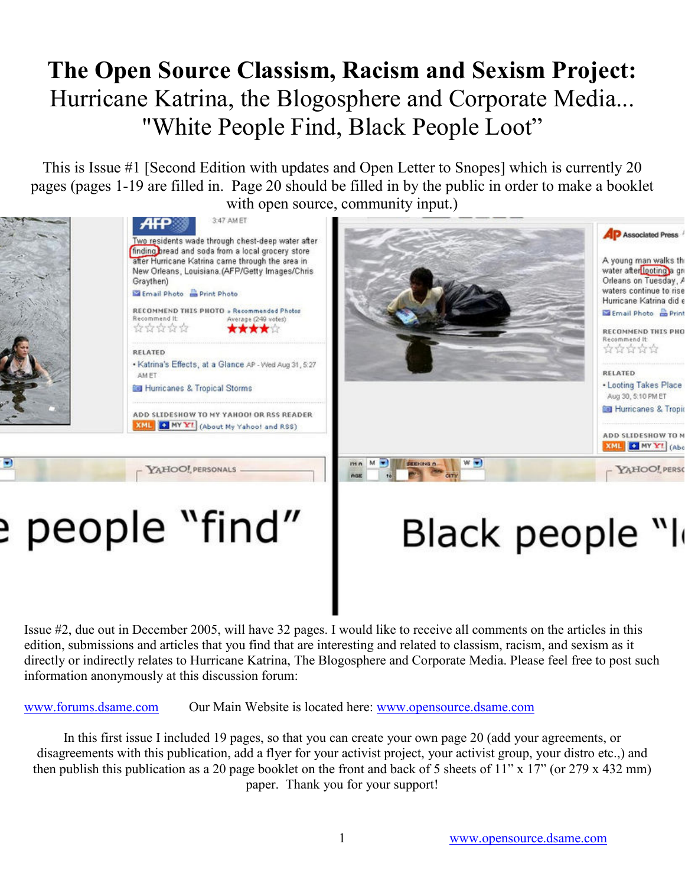# The Open Source Classism, Racism and Sexism Project:

## Hurricane Katrina, the Blogosphere and Corporate Media... "White People Find, Black People Loot"

This is Issue #1 [Second Edition with updates and Open Letter to Snopes] which is currently 20 pages (pages 1-19 are filled in. Page 20 should be filled in by the public in order to make a booklet with open source, community input.)

Issue #2, due out in December 2005, will have 32 pages. I would like to receive all comments on the articles in this edition, submissions and articles that you find that are interesting and related to classism, racism, and sexism as it directly or indirectly relates to Hurricane Katrina, The Blogosphere and Corporate Media. Please feel free to post such information anonymously at this discussion forum:

[www.forums.dsame.com](http://www.forums.dsame.com) Our Main Website is located here: [www.opensource.dsame.com](http://www.opensource.dsame.com)

In this first issue I included 19 pages, so that you can create your own page 20 (add your agreements, or disagreements with this publication, add a flyer for your activist project, your activist group, your distro etc.,) and then publish this publication as a 20 page booklet on the front and back of 5 sheets of 11" x 17" (or 279 x 432 mm) paper. Thank you for your support!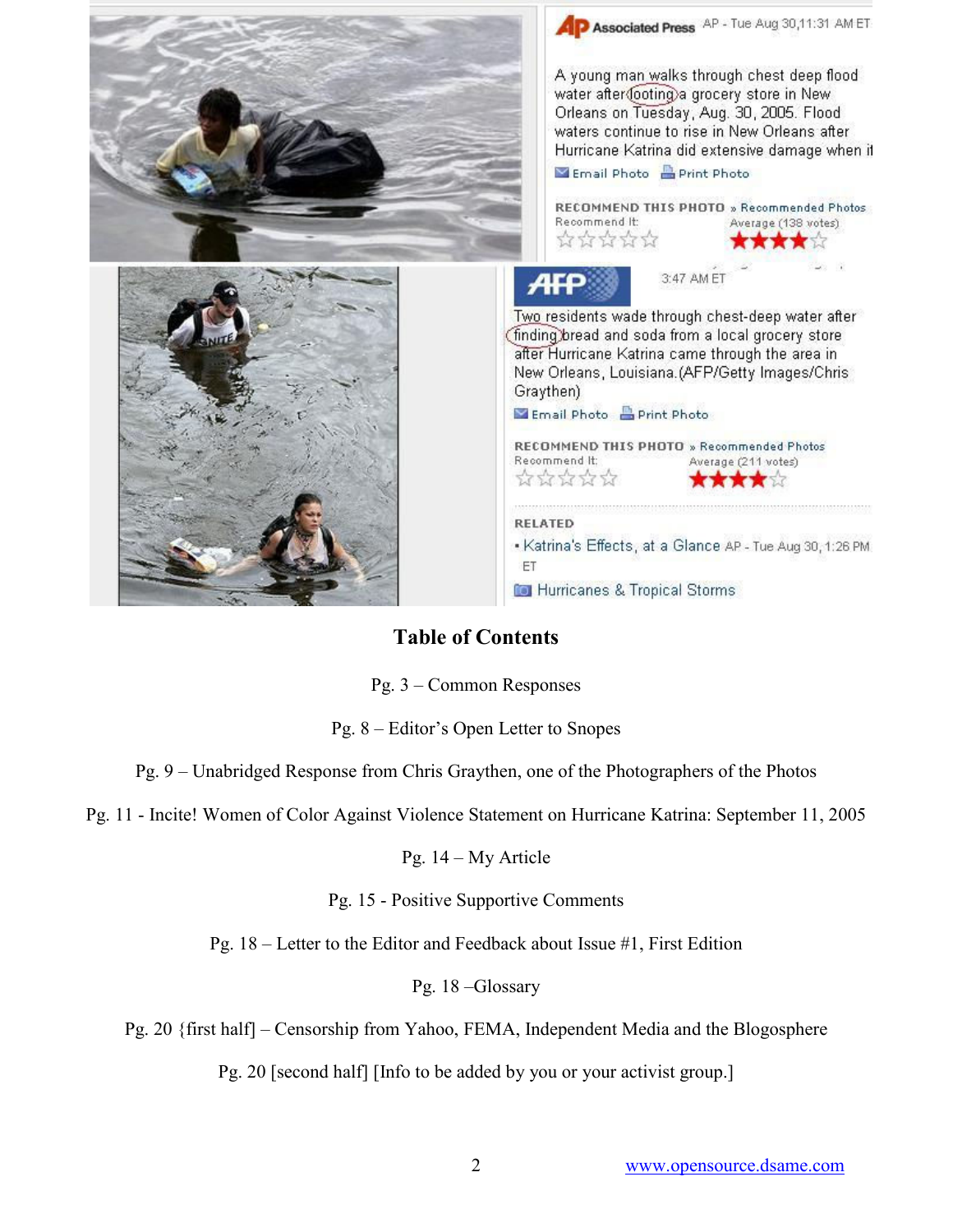AP Associated Press AP - Tue Aug 30,11:31 AM ET

A young man walks through chest deep flood water after looting a grocery store in New Orleans on Tuesday, Aug. 30, 2005. Flood waters continue to rise in New Orleans after Hurricane Katrina did extensive damage when it

Email Photo Print Photo

RECOMMEND THIS PHOTO » Recommended Photos
Recommend It: Average (138 votes)

AFP 3:47 AM ET

Two residents wade through chest-deep water after finding bread and soda from a local grocery store after Hurricane Katrina came through the area in New Orleans, Louisiana.(AFP/Getty Images/Chris Graythen)

Email Photo Print Photo

RECOMMEND THIS PHOTO » Recommended Photos
Recommend It: Average (211 votes)

RELATED

- Katrina's Effects, at a Glance AP - Tue Aug 30, 1:26 PM ET

Hurricanes & Tropical Storms

## Table of Contents

Pg. 3 – Common Responses

Pg. 8 – Editor's Open Letter to Snopes

Pg. 9 – Unabridged Response from Chris Graythen, one of the Photographers of the Photos

Pg. 11 - Incite! Women of Color Against Violence Statement on Hurricane Katrina: September 11, 2005

Pg. 14 – My Article

Pg. 15 - Positive Supportive Comments

Pg. 18 – Letter to the Editor and Feedback about Issue #1, First Edition

Pg. 18 –Glossary

Pg. 20 {first half] – Censorship from Yahoo, FEMA, Independent Media and the Blogosphere

Pg. 20 [second half] [Info to be added by you or your activist group.]

www.opensource.dsame.com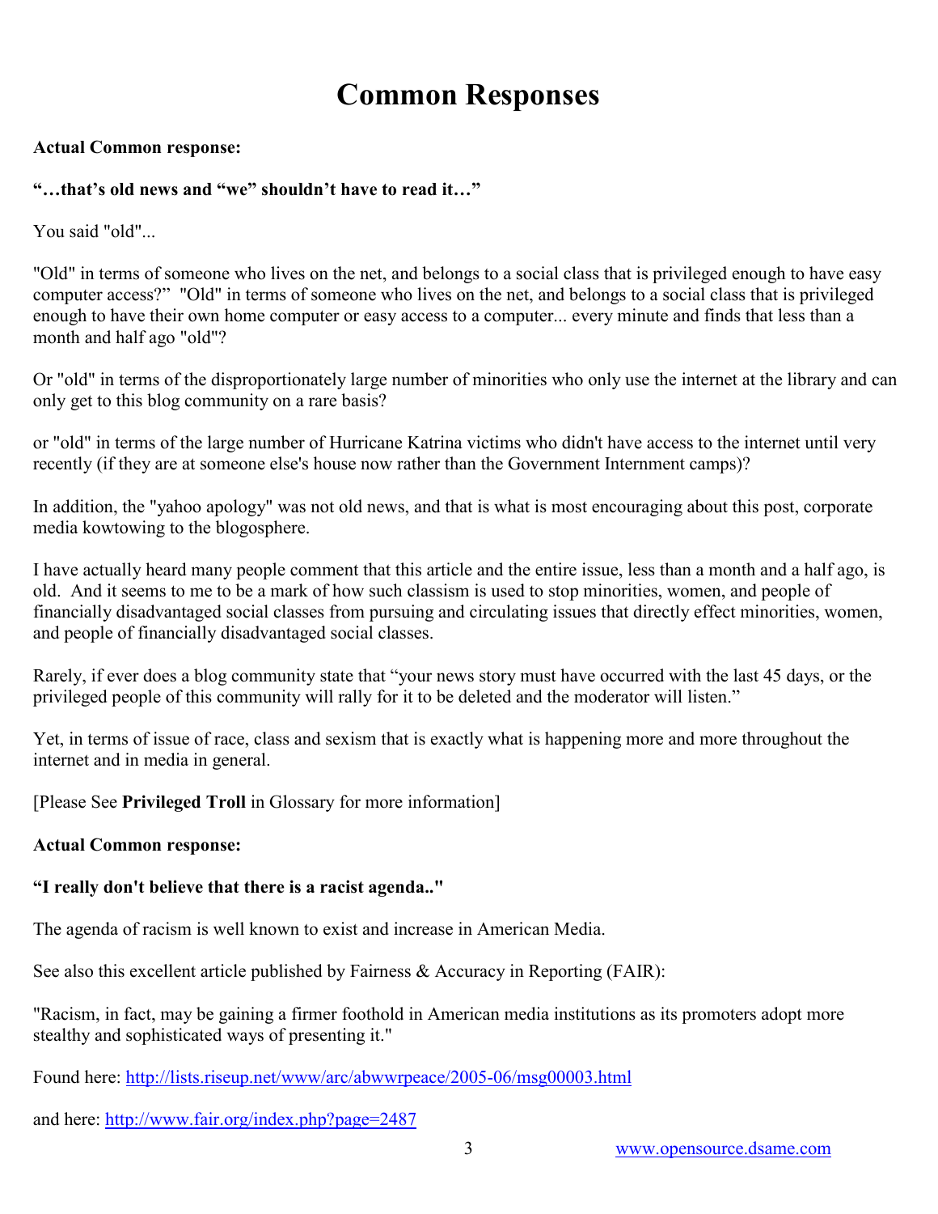# Common Responses

**Actual Common response:**

**"…that's old news and "we" shouldn't have to read it…"**

You said "old"...

"Old" in terms of someone who lives on the net, and belongs to a social class that is privileged enough to have easy computer access?" "Old" in terms of someone who lives on the net, and belongs to a social class that is privileged enough to have their own home computer or easy access to a computer... every minute and finds that less than a month and half ago "old"?

Or "old" in terms of the disproportionately large number of minorities who only use the internet at the library and can only get to this blog community on a rare basis?

or "old" in terms of the large number of Hurricane Katrina victims who didn't have access to the internet until very recently (if they are at someone else's house now rather than the Government Internment camps)?

In addition, the "yahoo apology" was not old news, and that is what is most encouraging about this post, corporate media kowtowing to the blogosphere.

I have actually heard many people comment that this article and the entire issue, less than a month and a half ago, is old. And it seems to me to be a mark of how such classism is used to stop minorities, women, and people of financially disadvantaged social classes from pursuing and circulating issues that directly effect minorities, women, and people of financially disadvantaged social classes.

Rarely, if ever does a blog community state that "your news story must have occurred with the last 45 days, or the privileged people of this community will rally for it to be deleted and the moderator will listen."

Yet, in terms of issue of race, class and sexism that is exactly what is happening more and more throughout the internet and in media in general.

[Please See **Privileged Troll** in Glossary for more information]

**Actual Common response:**

**"I really don't believe that there is a racist agenda.."**

The agenda of racism is well known to exist and increase in American Media.

See also this excellent article published by Fairness & Accuracy in Reporting (FAIR):

"Racism, in fact, may be gaining a firmer foothold in American media institutions as its promoters adopt more stealthy and sophisticated ways of presenting it."

Found here: http://lists.riseup.net/www/arc/abwwrpeace/2005-06/msg00003.html

and here: http://www.fair.org/index.php?page=2487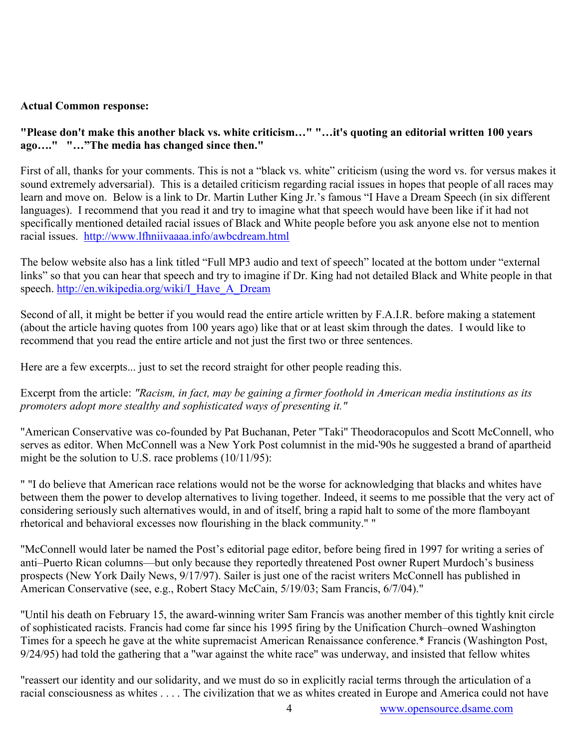**Actual Common response:**

**"Please don't make this another black vs. white criticism…" "…it's quoting an editorial written 100 years ago…." "…"The media has changed since then."**

First of all, thanks for your comments. This is not a "black vs. white" criticism (using the word vs. for versus makes it sound extremely adversarial). This is a detailed criticism regarding racial issues in hopes that people of all races may learn and move on. Below is a link to Dr. Martin Luther King Jr.'s famous "I Have a Dream Speech (in six different languages). I recommend that you read it and try to imagine what that speech would have been like if it had not specifically mentioned detailed racial issues of Black and White people before you ask anyone else not to mention racial issues. http://www.lfhniivaaaa.info/awbcdream.html

The below website also has a link titled "Full MP3 audio and text of speech" located at the bottom under "external links" so that you can hear that speech and try to imagine if Dr. King had not detailed Black and White people in that speech. http://en.wikipedia.org/wiki/I_Have_A_Dream

Second of all, it might be better if you would read the entire article written by F.A.I.R. before making a statement (about the article having quotes from 100 years ago) like that or at least skim through the dates. I would like to recommend that you read the entire article and not just the first two or three sentences.

Here are a few excerpts... just to set the record straight for other people reading this.

Excerpt from the article: *"Racism, in fact, may be gaining a firmer foothold in American media institutions as its promoters adopt more stealthy and sophisticated ways of presenting it."*

"American Conservative was co-founded by Pat Buchanan, Peter "Taki" Theodoracopulos and Scott McConnell, who serves as editor. When McConnell was a New York Post columnist in the mid-'90s he suggested a brand of apartheid might be the solution to U.S. race problems (10/11/95):

" "I do believe that American race relations would not be the worse for acknowledging that blacks and whites have between them the power to develop alternatives to living together. Indeed, it seems to me possible that the very act of considering seriously such alternatives would, in and of itself, bring a rapid halt to some of the more flamboyant rhetorical and behavioral excesses now flourishing in the black community." "

"McConnell would later be named the Post's editorial page editor, before being fired in 1997 for writing a series of anti–Puerto Rican columns—but only because they reportedly threatened Post owner Rupert Murdoch's business prospects (New York Daily News, 9/17/97). Sailer is just one of the racist writers McConnell has published in American Conservative (see, e.g., Robert Stacy McCain, 5/19/03; Sam Francis, 6/7/04)."

"Until his death on February 15, the award-winning writer Sam Francis was another member of this tightly knit circle of sophisticated racists. Francis had come far since his 1995 firing by the Unification Church–owned Washington Times for a speech he gave at the white supremacist American Renaissance conference.* Francis (Washington Post, 9/24/95) had told the gathering that a "war against the white race" was underway, and insisted that fellow whites

"reassert our identity and our solidarity, and we must do so in explicitly racial terms through the articulation of a racial consciousness as whites . . . . The civilization that we as whites created in Europe and America could not have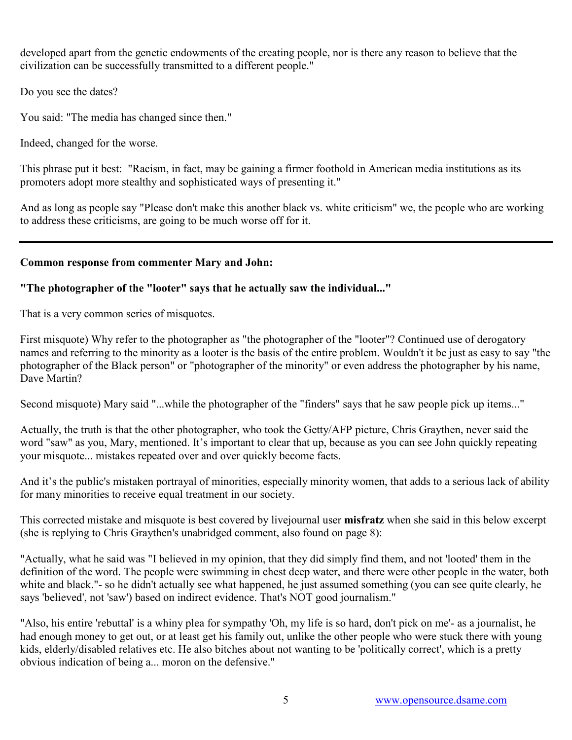developed apart from the genetic endowments of the creating people, nor is there any reason to believe that the civilization can be successfully transmitted to a different people."

Do you see the dates?

You said: "The media has changed since then."

Indeed, changed for the worse.

This phrase put it best: "Racism, in fact, may be gaining a firmer foothold in American media institutions as its promoters adopt more stealthy and sophisticated ways of presenting it."

And as long as people say "Please don't make this another black vs. white criticism" we, the people who are working to address these criticisms, are going to be much worse off for it.

---

**Common response from commenter Mary and John:**

**"The photographer of the "looter" says that he actually saw the individual..."**

That is a very common series of misquotes.

First misquote) Why refer to the photographer as "the photographer of the "looter"? Continued use of derogatory names and referring to the minority as a looter is the basis of the entire problem. Wouldn't it be just as easy to say "the photographer of the Black person" or "photographer of the minority" or even address the photographer by his name, Dave Martin?

Second misquote) Mary said "...while the photographer of the "finders" says that he saw people pick up items..."

Actually, the truth is that the other photographer, who took the Getty/AFP picture, Chris Graythen, never said the word "saw" as you, Mary, mentioned. It's important to clear that up, because as you can see John quickly repeating your misquote... mistakes repeated over and over quickly become facts.

And it's the public's mistaken portrayal of minorities, especially minority women, that adds to a serious lack of ability for many minorities to receive equal treatment in our society.

This corrected mistake and misquote is best covered by livejournal user **misfratz** when she said in this below excerpt (she is replying to Chris Graythen's unabridged comment, also found on page 8):

"Actually, what he said was "I believed in my opinion, that they did simply find them, and not 'looted' them in the definition of the word. The people were swimming in chest deep water, and there were other people in the water, both white and black."- so he didn't actually see what happened, he just assumed something (you can see quite clearly, he says 'believed', not 'saw') based on indirect evidence. That's NOT good journalism."

"Also, his entire 'rebuttal' is a whiny plea for sympathy 'Oh, my life is so hard, don't pick on me'- as a journalist, he had enough money to get out, or at least get his family out, unlike the other people who were stuck there with young kids, elderly/disabled relatives etc. He also bitches about not wanting to be 'politically correct', which is a pretty obvious indication of being a... moron on the defensive."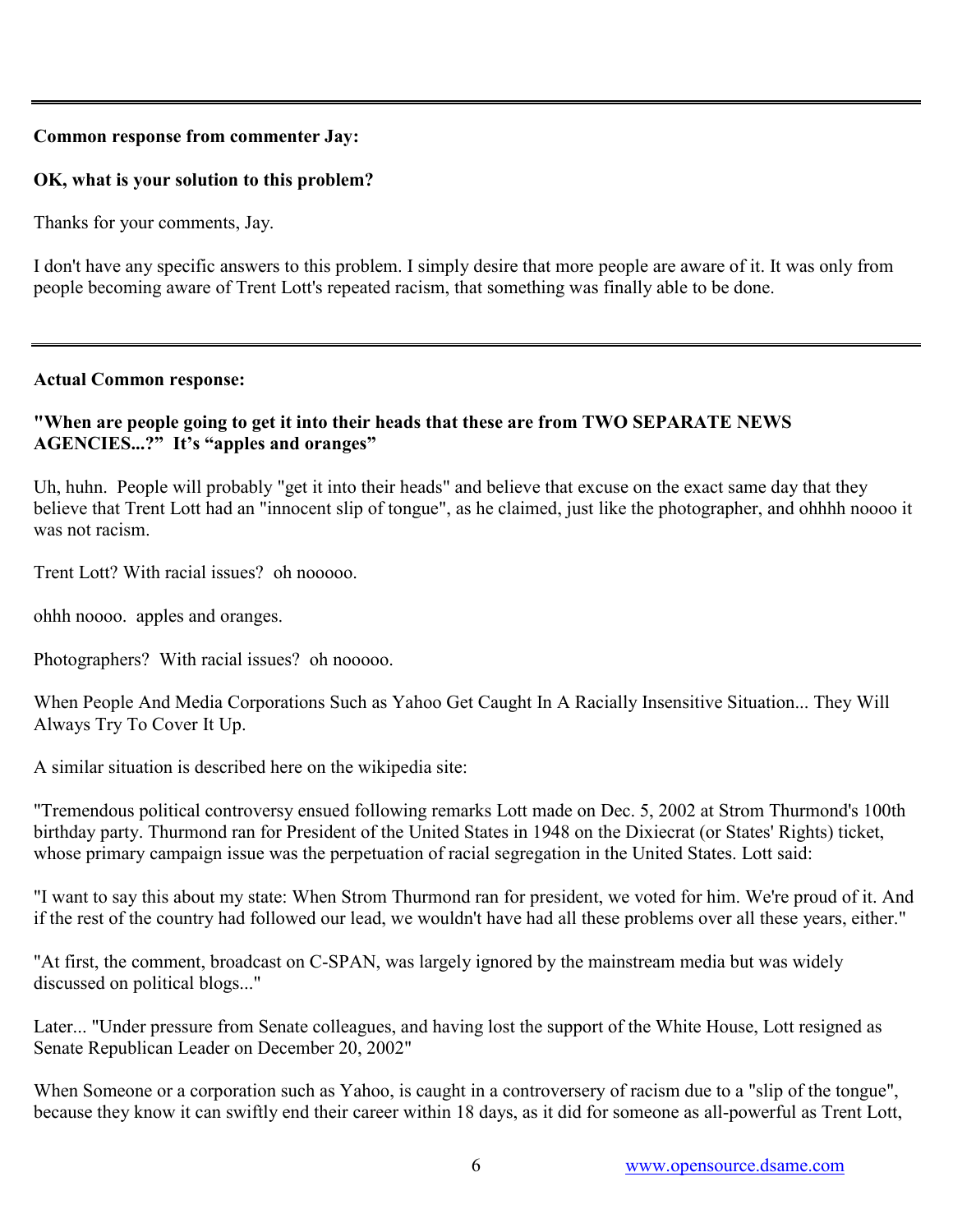---

**Common response from commenter Jay:**

**OK, what is your solution to this problem?**

Thanks for your comments, Jay.

I don't have any specific answers to this problem. I simply desire that more people are aware of it. It was only from people becoming aware of Trent Lott's repeated racism, that something was finally able to be done.

---

**Actual Common response:**

**"When are people going to get it into their heads that these are from TWO SEPARATE NEWS AGENCIES...?" It's "apples and oranges"**

Uh, huhn. People will probably "get it into their heads" and believe that excuse on the exact same day that they believe that Trent Lott had an "innocent slip of tongue", as he claimed, just like the photographer, and ohhhh noooo it was not racism.

Trent Lott? With racial issues? oh nooooo.

ohhh noooo. apples and oranges.

Photographers? With racial issues? oh nooooo.

When People And Media Corporations Such as Yahoo Get Caught In A Racially Insensitive Situation... They Will Always Try To Cover It Up.

A similar situation is described here on the wikipedia site:

"Tremendous political controversy ensued following remarks Lott made on Dec. 5, 2002 at Strom Thurmond's 100th birthday party. Thurmond ran for President of the United States in 1948 on the Dixiecrat (or States' Rights) ticket, whose primary campaign issue was the perpetuation of racial segregation in the United States. Lott said:

"I want to say this about my state: When Strom Thurmond ran for president, we voted for him. We're proud of it. And if the rest of the country had followed our lead, we wouldn't have had all these problems over all these years, either."

"At first, the comment, broadcast on C-SPAN, was largely ignored by the mainstream media but was widely discussed on political blogs..."

Later... "Under pressure from Senate colleagues, and having lost the support of the White House, Lott resigned as Senate Republican Leader on December 20, 2002"

When Someone or a corporation such as Yahoo, is caught in a controversery of racism due to a "slip of the tongue", because they know it can swiftly end their career within 18 days, as it did for someone as all-powerful as Trent Lott,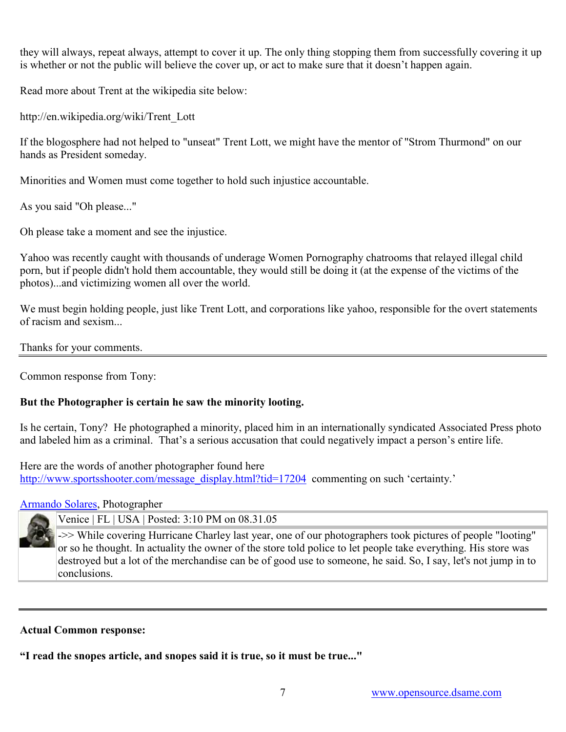they will always, repeat always, attempt to cover it up. The only thing stopping them from successfully covering it up is whether or not the public will believe the cover up, or act to make sure that it doesn't happen again.

Read more about Trent at the wikipedia site below:

http://en.wikipedia.org/wiki/Trent_Lott

If the blogosphere had not helped to "unseat" Trent Lott, we might have the mentor of "Strom Thurmond" on our hands as President someday.

Minorities and Women must come together to hold such injustice accountable.

As you said "Oh please..."

Oh please take a moment and see the injustice.

Yahoo was recently caught with thousands of underage Women Pornography chatrooms that relayed illegal child porn, but if people didn't hold them accountable, they would still be doing it (at the expense of the victims of the photos)...and victimizing women all over the world.

We must begin holding people, just like Trent Lott, and corporations like yahoo, responsible for the overt statements of racism and sexism...

Thanks for your comments.

---

Common response from Tony:

**But the Photographer is certain he saw the minority looting.**

Is he certain, Tony? He photographed a minority, placed him in an internationally syndicated Associated Press photo and labeled him as a criminal. That's a serious accusation that could negatively impact a person's entire life.

Here are the words of another photographer found here http://www.sportsshooter.com/message_display.html?tid=17204 commenting on such 'certainty.'

Armando Solares, Photographer

Venice | FL | USA | Posted: 3:10 PM on 08.31.05

->> While covering Hurricane Charley last year, one of our photographers took pictures of people "looting" or so he thought. In actuality the owner of the store told police to let people take everything. His store was destroyed but a lot of the merchandise can be of good use to someone, he said. So, I say, let's not jump in to conclusions.

---

**Actual Common response:**

**"I read the snopes article, and snopes said it is true, so it must be true..."**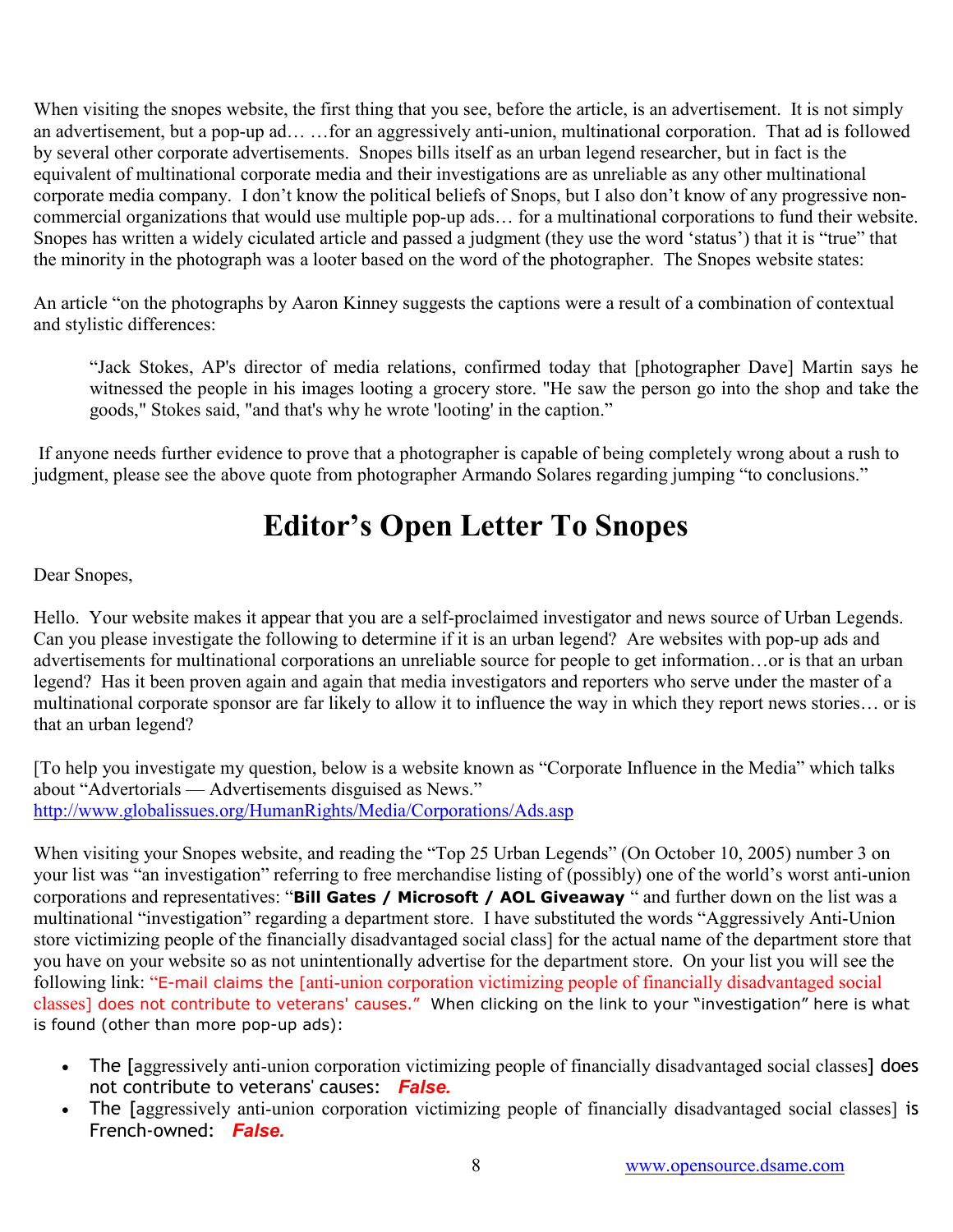When visiting the snopes website, the first thing that you see, before the article, is an advertisement. It is not simply an advertisement, but a pop-up ad… …for an aggressively anti-union, multinational corporation. That ad is followed by several other corporate advertisements. Snopes bills itself as an urban legend researcher, but in fact is the equivalent of multinational corporate media and their investigations are as unreliable as any other multinational corporate media company. I don't know the political beliefs of Snops, but I also don't know of any progressive non-commercial organizations that would use multiple pop-up ads… for a multinational corporations to fund their website. Snopes has written a widely ciculated article and passed a judgment (they use the word 'status') that it is "true" that the minority in the photograph was a looter based on the word of the photographer. The Snopes website states:

An article "on the photographs by Aaron Kinney suggests the captions were a result of a combination of contextual and stylistic differences:

> "Jack Stokes, AP's director of media relations, confirmed today that [photographer Dave] Martin says he witnessed the people in his images looting a grocery store. "He saw the person go into the shop and take the goods," Stokes said, "and that's why he wrote 'looting' in the caption."

If anyone needs further evidence to prove that a photographer is capable of being completely wrong about a rush to judgment, please see the above quote from photographer Armando Solares regarding jumping "to conclusions."

# Editor's Open Letter To Snopes

Dear Snopes,

Hello. Your website makes it appear that you are a self-proclaimed investigator and news source of Urban Legends. Can you please investigate the following to determine if it is an urban legend? Are websites with pop-up ads and advertisements for multinational corporations an unreliable source for people to get information…or is that an urban legend? Has it been proven again and again that media investigators and reporters who serve under the master of a multinational corporate sponsor are far likely to allow it to influence the way in which they report news stories… or is that an urban legend?

[To help you investigate my question, below is a website known as "Corporate Influence in the Media" which talks about "Advertorials — Advertisements disguised as News."
http://www.globalissues.org/HumanRights/Media/Corporations/Ads.asp

When visiting your Snopes website, and reading the "Top 25 Urban Legends" (On October 10, 2005) number 3 on your list was "an investigation" referring to free merchandise listing of (possibly) one of the world's worst anti-union corporations and representatives: "**Bill Gates / Microsoft / AOL Giveaway** " and further down on the list was a multinational "investigation" regarding a department store. I have substituted the words "Aggressively Anti-Union store victimizing people of the financially disadvantaged social class] for the actual name of the department store that you have on your website so as not unintentionally advertise for the department store. On your list you will see the following link: "E-mail claims the [anti-union corporation victimizing people of financially disadvantaged social classes] does not contribute to veterans' causes." When clicking on the link to your "investigation" here is what is found (other than more pop-up ads):

- The [aggressively anti-union corporation victimizing people of financially disadvantaged social classes] does not contribute to veterans' causes: ***False.***
- The [aggressively anti-union corporation victimizing people of financially disadvantaged social classes] is French-owned: ***False.***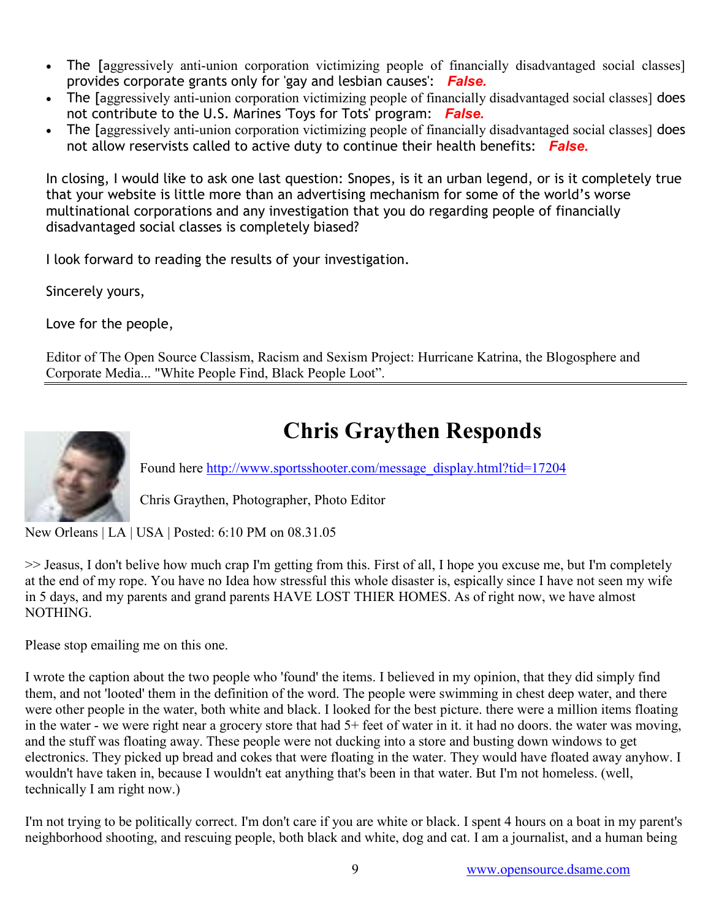- The [aggressively anti-union corporation victimizing people of financially disadvantaged social classes] provides corporate grants only for 'gay and lesbian causes': ***False.***
- The [aggressively anti-union corporation victimizing people of financially disadvantaged social classes] does not contribute to the U.S. Marines 'Toys for Tots' program: ***False.***
- The [aggressively anti-union corporation victimizing people of financially disadvantaged social classes] does not allow reservists called to active duty to continue their health benefits: ***False.***

In closing, I would like to ask one last question: Snopes, is it an urban legend, or is it completely true that your website is little more than an advertising mechanism for some of the world's worse multinational corporations and any investigation that you do regarding people of financially disadvantaged social classes is completely biased?

I look forward to reading the results of your investigation.

Sincerely yours,

Love for the people,

Editor of The Open Source Classism, Racism and Sexism Project: Hurricane Katrina, the Blogosphere and Corporate Media... "White People Find, Black People Loot".

---

# Chris Graythen Responds

Found here http://www.sportsshooter.com/message_display.html?tid=17204

Chris Graythen, Photographer, Photo Editor

New Orleans | LA | USA | Posted: 6:10 PM on 08.31.05

>> Jeasus, I don't belive how much crap I'm getting from this. First of all, I hope you excuse me, but I'm completely at the end of my rope. You have no Idea how stressful this whole disaster is, espically since I have not seen my wife in 5 days, and my parents and grand parents HAVE LOST THIER HOMES. As of right now, we have almost NOTHING.

Please stop emailing me on this one.

I wrote the caption about the two people who 'found' the items. I believed in my opinion, that they did simply find them, and not 'looted' them in the definition of the word. The people were swimming in chest deep water, and there were other people in the water, both white and black. I looked for the best picture. there were a million items floating in the water - we were right near a grocery store that had 5+ feet of water in it. it had no doors. the water was moving, and the stuff was floating away. These people were not ducking into a store and busting down windows to get electronics. They picked up bread and cokes that were floating in the water. They would have floated away anyhow. I wouldn't have taken in, because I wouldn't eat anything that's been in that water. But I'm not homeless. (well, technically I am right now.)

I'm not trying to be politically correct. I'm don't care if you are white or black. I spent 4 hours on a boat in my parent's neighborhood shooting, and rescuing people, both black and white, dog and cat. I am a journalist, and a human being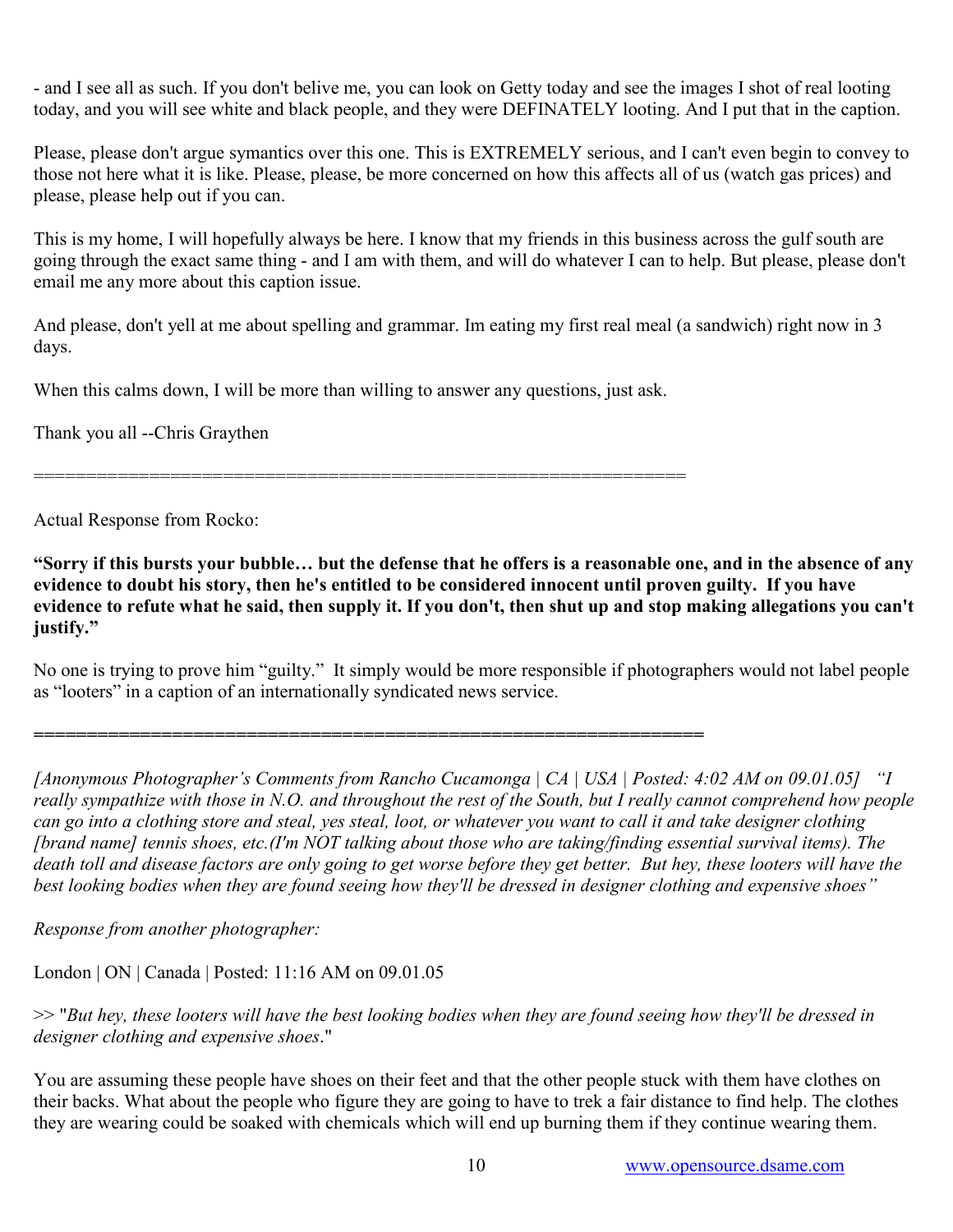- and I see all as such. If you don't belive me, you can look on Getty today and see the images I shot of real looting today, and you will see white and black people, and they were DEFINATELY looting. And I put that in the caption.

Please, please don't argue symantics over this one. This is EXTREMELY serious, and I can't even begin to convey to those not here what it is like. Please, please, be more concerned on how this affects all of us (watch gas prices) and please, please help out if you can.

This is my home, I will hopefully always be here. I know that my friends in this business across the gulf south are going through the exact same thing - and I am with them, and will do whatever I can to help. But please, please don't email me any more about this caption issue.

And please, don't yell at me about spelling and grammar. Im eating my first real meal (a sandwich) right now in 3 days.

When this calms down, I will be more than willing to answer any questions, just ask.

Thank you all --Chris Graythen

==============================================================

Actual Response from Rocko:

**"Sorry if this bursts your bubble… but the defense that he offers is a reasonable one, and in the absence of any evidence to doubt his story, then he's entitled to be considered innocent until proven guilty. If you have evidence to refute what he said, then supply it. If you don't, then shut up and stop making allegations you can't justify."**

No one is trying to prove him "guilty." It simply would be more responsible if photographers would not label people as "looters" in a caption of an internationally syndicated news service.

**==============================================================**

*[Anonymous Photographer's Comments from Rancho Cucamonga | CA | USA | Posted: 4:02 AM on 09.01.05] "I really sympathize with those in N.O. and throughout the rest of the South, but I really cannot comprehend how people can go into a clothing store and steal, yes steal, loot, or whatever you want to call it and take designer clothing [brand name] tennis shoes, etc.(I'm NOT talking about those who are taking/finding essential survival items). The death toll and disease factors are only going to get worse before they get better. But hey, these looters will have the best looking bodies when they are found seeing how they'll be dressed in designer clothing and expensive shoes"*

*Response from another photographer:*

London | ON | Canada | Posted: 11:16 AM on 09.01.05

>> "*But hey, these looters will have the best looking bodies when they are found seeing how they'll be dressed in designer clothing and expensive shoes*."

You are assuming these people have shoes on their feet and that the other people stuck with them have clothes on their backs. What about the people who figure they are going to have to trek a fair distance to find help. The clothes they are wearing could be soaked with chemicals which will end up burning them if they continue wearing them.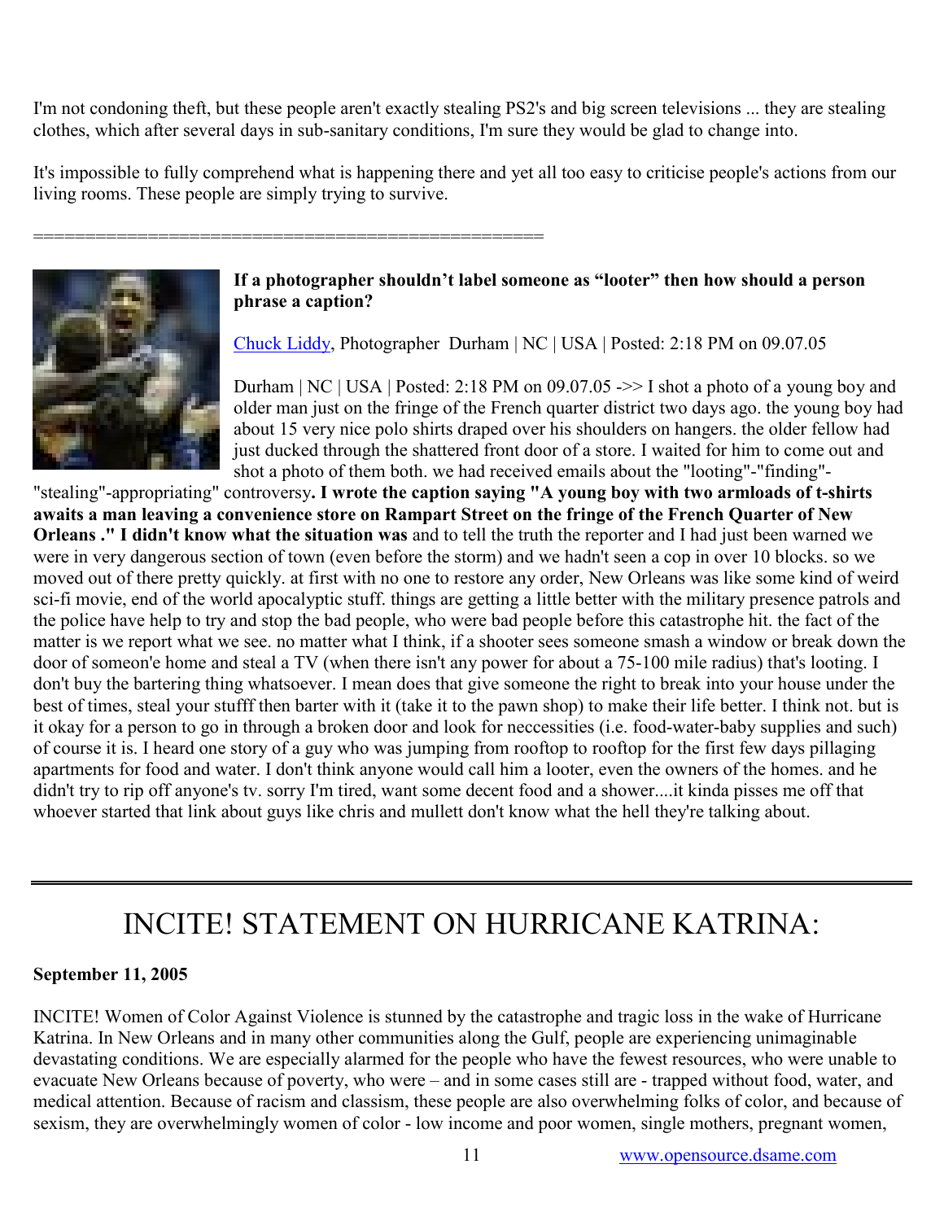I'm not condoning theft, but these people aren't exactly stealing PS2's and big screen televisions ... they are stealing clothes, which after several days in sub-sanitary conditions, I'm sure they would be glad to change into.

It's impossible to fully comprehend what is happening there and yet all too easy to criticise people's actions from our living rooms. These people are simply trying to survive.

==================================================

**If a photographer shouldn't label someone as "looter" then how should a person phrase a caption?**

Chuck Liddy, Photographer Durham | NC | USA | Posted: 2:18 PM on 09.07.05

Durham | NC | USA | Posted: 2:18 PM on 09.07.05 ->> I shot a photo of a young boy and older man just on the fringe of the French quarter district two days ago. the young boy had about 15 very nice polo shirts draped over his shoulders on hangers. the older fellow had just ducked through the shattered front door of a store. I waited for him to come out and shot a photo of them both. we had received emails about the "looting"-"finding"-"stealing"-appropriating" controversy**. I wrote the caption saying "A young boy with two armloads of t-shirts awaits a man leaving a convenience store on Rampart Street on the fringe of the French Quarter of New Orleans ." I didn't know what the situation was** and to tell the truth the reporter and I had just been warned we were in very dangerous section of town (even before the storm) and we hadn't seen a cop in over 10 blocks. so we moved out of there pretty quickly. at first with no one to restore any order, New Orleans was like some kind of weird sci-fi movie, end of the world apocalyptic stuff. things are getting a little better with the military presence patrols and the police have help to try and stop the bad people, who were bad people before this catastrophe hit. the fact of the matter is we report what we see. no matter what I think, if a shooter sees someone smash a window or break down the door of someon'e home and steal a TV (when there isn't any power for about a 75-100 mile radius) that's looting. I don't buy the bartering thing whatsoever. I mean does that give someone the right to break into your house under the best of times, steal your stufff then barter with it (take it to the pawn shop) to make their life better. I think not. but is it okay for a person to go in through a broken door and look for neccessities (i.e. food-water-baby supplies and such) of course it is. I heard one story of a guy who was jumping from rooftop to rooftop for the first few days pillaging apartments for food and water. I don't think anyone would call him a looter, even the owners of the homes. and he didn't try to rip off anyone's tv. sorry I'm tired, want some decent food and a shower....it kinda pisses me off that whoever started that link about guys like chris and mullett don't know what the hell they're talking about.

---

# INCITE! STATEMENT ON HURRICANE KATRINA:

**September 11, 2005**

INCITE! Women of Color Against Violence is stunned by the catastrophe and tragic loss in the wake of Hurricane Katrina. In New Orleans and in many other communities along the Gulf, people are experiencing unimaginable devastating conditions. We are especially alarmed for the people who have the fewest resources, who were unable to evacuate New Orleans because of poverty, who were – and in some cases still are - trapped without food, water, and medical attention. Because of racism and classism, these people are also overwhelming folks of color, and because of sexism, they are overwhelmingly women of color - low income and poor women, single mothers, pregnant women,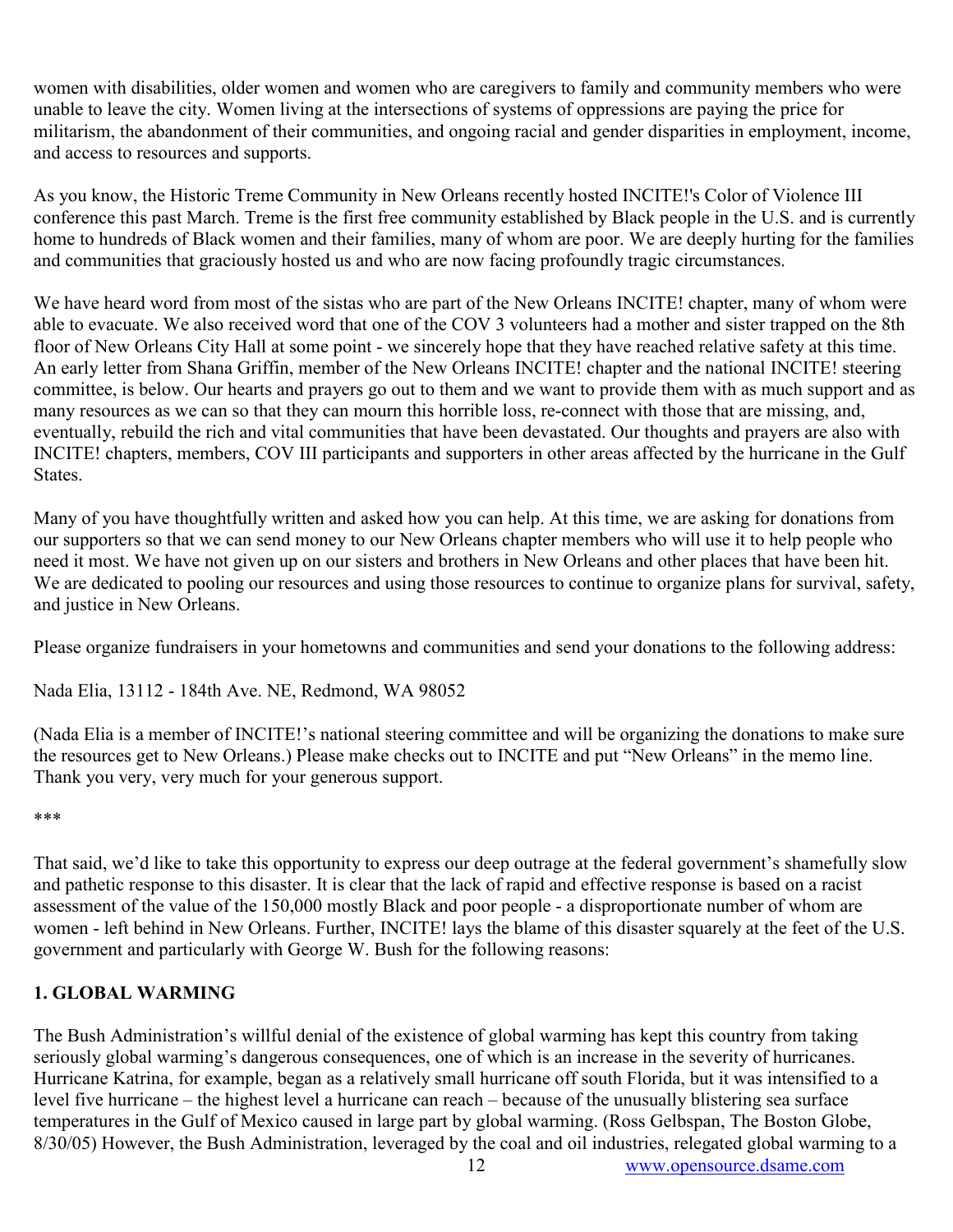women with disabilities, older women and women who are caregivers to family and community members who were unable to leave the city. Women living at the intersections of systems of oppressions are paying the price for militarism, the abandonment of their communities, and ongoing racial and gender disparities in employment, income, and access to resources and supports.

As you know, the Historic Treme Community in New Orleans recently hosted INCITE!'s Color of Violence III conference this past March. Treme is the first free community established by Black people in the U.S. and is currently home to hundreds of Black women and their families, many of whom are poor. We are deeply hurting for the families and communities that graciously hosted us and who are now facing profoundly tragic circumstances.

We have heard word from most of the sistas who are part of the New Orleans INCITE! chapter, many of whom were able to evacuate. We also received word that one of the COV 3 volunteers had a mother and sister trapped on the 8th floor of New Orleans City Hall at some point - we sincerely hope that they have reached relative safety at this time. An early letter from Shana Griffin, member of the New Orleans INCITE! chapter and the national INCITE! steering committee, is below. Our hearts and prayers go out to them and we want to provide them with as much support and as many resources as we can so that they can mourn this horrible loss, re-connect with those that are missing, and, eventually, rebuild the rich and vital communities that have been devastated. Our thoughts and prayers are also with INCITE! chapters, members, COV III participants and supporters in other areas affected by the hurricane in the Gulf States.

Many of you have thoughtfully written and asked how you can help. At this time, we are asking for donations from our supporters so that we can send money to our New Orleans chapter members who will use it to help people who need it most. We have not given up on our sisters and brothers in New Orleans and other places that have been hit. We are dedicated to pooling our resources and using those resources to continue to organize plans for survival, safety, and justice in New Orleans.

Please organize fundraisers in your hometowns and communities and send your donations to the following address:

Nada Elia, 13112 - 184th Ave. NE, Redmond, WA 98052

(Nada Elia is a member of INCITE!'s national steering committee and will be organizing the donations to make sure the resources get to New Orleans.) Please make checks out to INCITE and put "New Orleans" in the memo line. Thank you very, very much for your generous support.

***

That said, we'd like to take this opportunity to express our deep outrage at the federal government's shamefully slow and pathetic response to this disaster. It is clear that the lack of rapid and effective response is based on a racist assessment of the value of the 150,000 mostly Black and poor people - a disproportionate number of whom are women - left behind in New Orleans. Further, INCITE! lays the blame of this disaster squarely at the feet of the U.S. government and particularly with George W. Bush for the following reasons:

**1. GLOBAL WARMING**

The Bush Administration's willful denial of the existence of global warming has kept this country from taking seriously global warming's dangerous consequences, one of which is an increase in the severity of hurricanes. Hurricane Katrina, for example, began as a relatively small hurricane off south Florida, but it was intensified to a level five hurricane – the highest level a hurricane can reach – because of the unusually blistering sea surface temperatures in the Gulf of Mexico caused in large part by global warming. (Ross Gelbspan, The Boston Globe, 8/30/05) However, the Bush Administration, leveraged by the coal and oil industries, relegated global warming to a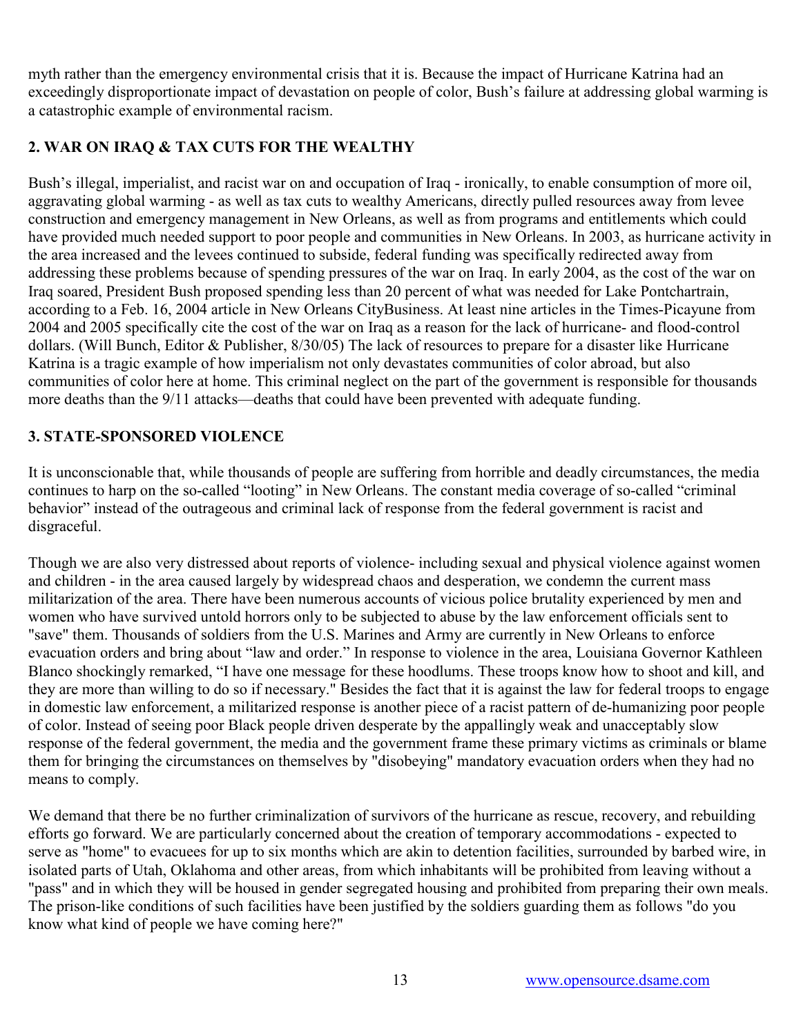myth rather than the emergency environmental crisis that it is. Because the impact of Hurricane Katrina had an exceedingly disproportionate impact of devastation on people of color, Bush's failure at addressing global warming is a catastrophic example of environmental racism.

### 2. WAR ON IRAQ & TAX CUTS FOR THE WEALTHY

Bush's illegal, imperialist, and racist war on and occupation of Iraq - ironically, to enable consumption of more oil, aggravating global warming - as well as tax cuts to wealthy Americans, directly pulled resources away from levee construction and emergency management in New Orleans, as well as from programs and entitlements which could have provided much needed support to poor people and communities in New Orleans. In 2003, as hurricane activity in the area increased and the levees continued to subside, federal funding was specifically redirected away from addressing these problems because of spending pressures of the war on Iraq. In early 2004, as the cost of the war on Iraq soared, President Bush proposed spending less than 20 percent of what was needed for Lake Pontchartrain, according to a Feb. 16, 2004 article in New Orleans CityBusiness. At least nine articles in the Times-Picayune from 2004 and 2005 specifically cite the cost of the war on Iraq as a reason for the lack of hurricane- and flood-control dollars. (Will Bunch, Editor & Publisher, 8/30/05) The lack of resources to prepare for a disaster like Hurricane Katrina is a tragic example of how imperialism not only devastates communities of color abroad, but also communities of color here at home. This criminal neglect on the part of the government is responsible for thousands more deaths than the 9/11 attacks—deaths that could have been prevented with adequate funding.

### 3. STATE-SPONSORED VIOLENCE

It is unconscionable that, while thousands of people are suffering from horrible and deadly circumstances, the media continues to harp on the so-called "looting" in New Orleans. The constant media coverage of so-called "criminal behavior" instead of the outrageous and criminal lack of response from the federal government is racist and disgraceful.

Though we are also very distressed about reports of violence- including sexual and physical violence against women and children - in the area caused largely by widespread chaos and desperation, we condemn the current mass militarization of the area. There have been numerous accounts of vicious police brutality experienced by men and women who have survived untold horrors only to be subjected to abuse by the law enforcement officials sent to "save" them. Thousands of soldiers from the U.S. Marines and Army are currently in New Orleans to enforce evacuation orders and bring about "law and order." In response to violence in the area, Louisiana Governor Kathleen Blanco shockingly remarked, "I have one message for these hoodlums. These troops know how to shoot and kill, and they are more than willing to do so if necessary." Besides the fact that it is against the law for federal troops to engage in domestic law enforcement, a militarized response is another piece of a racist pattern of de-humanizing poor people of color. Instead of seeing poor Black people driven desperate by the appallingly weak and unacceptably slow response of the federal government, the media and the government frame these primary victims as criminals or blame them for bringing the circumstances on themselves by "disobeying" mandatory evacuation orders when they had no means to comply.

We demand that there be no further criminalization of survivors of the hurricane as rescue, recovery, and rebuilding efforts go forward. We are particularly concerned about the creation of temporary accommodations - expected to serve as "home" to evacuees for up to six months which are akin to detention facilities, surrounded by barbed wire, in isolated parts of Utah, Oklahoma and other areas, from which inhabitants will be prohibited from leaving without a "pass" and in which they will be housed in gender segregated housing and prohibited from preparing their own meals. The prison-like conditions of such facilities have been justified by the soldiers guarding them as follows "do you know what kind of people we have coming here?"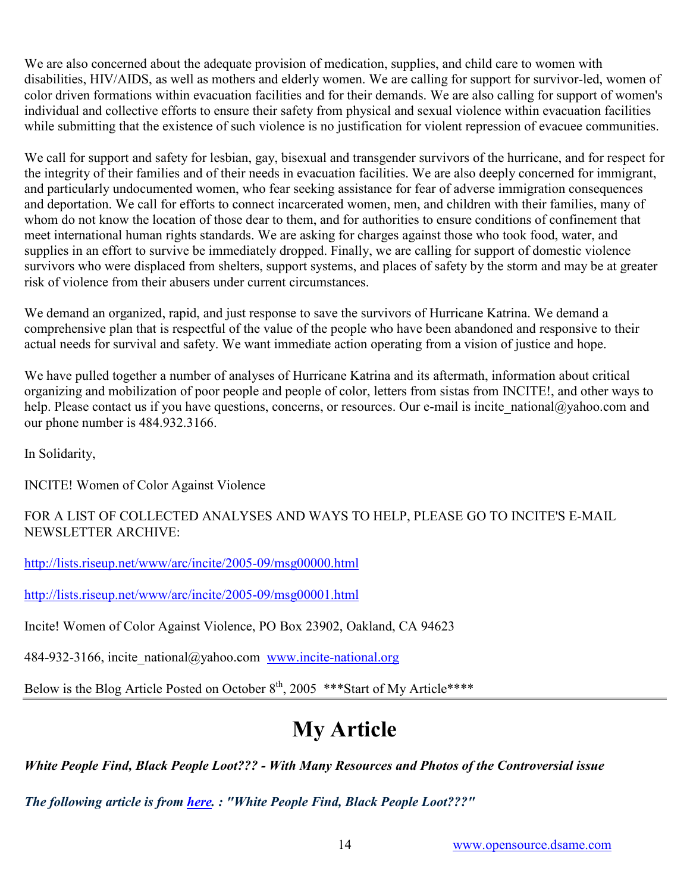We are also concerned about the adequate provision of medication, supplies, and child care to women with disabilities, HIV/AIDS, as well as mothers and elderly women. We are calling for support for survivor-led, women of color driven formations within evacuation facilities and for their demands. We are also calling for support of women's individual and collective efforts to ensure their safety from physical and sexual violence within evacuation facilities while submitting that the existence of such violence is no justification for violent repression of evacuee communities.

We call for support and safety for lesbian, gay, bisexual and transgender survivors of the hurricane, and for respect for the integrity of their families and of their needs in evacuation facilities. We are also deeply concerned for immigrant, and particularly undocumented women, who fear seeking assistance for fear of adverse immigration consequences and deportation. We call for efforts to connect incarcerated women, men, and children with their families, many of whom do not know the location of those dear to them, and for authorities to ensure conditions of confinement that meet international human rights standards. We are asking for charges against those who took food, water, and supplies in an effort to survive be immediately dropped. Finally, we are calling for support of domestic violence survivors who were displaced from shelters, support systems, and places of safety by the storm and may be at greater risk of violence from their abusers under current circumstances.

We demand an organized, rapid, and just response to save the survivors of Hurricane Katrina. We demand a comprehensive plan that is respectful of the value of the people who have been abandoned and responsive to their actual needs for survival and safety. We want immediate action operating from a vision of justice and hope.

We have pulled together a number of analyses of Hurricane Katrina and its aftermath, information about critical organizing and mobilization of poor people and people of color, letters from sistas from INCITE!, and other ways to help. Please contact us if you have questions, concerns, or resources. Our e-mail is incite_national@yahoo.com and our phone number is 484.932.3166.

In Solidarity,

INCITE! Women of Color Against Violence

FOR A LIST OF COLLECTED ANALYSES AND WAYS TO HELP, PLEASE GO TO INCITE'S E-MAIL NEWSLETTER ARCHIVE:

http://lists.riseup.net/www/arc/incite/2005-09/msg00000.html

http://lists.riseup.net/www/arc/incite/2005-09/msg00001.html

Incite! Women of Color Against Violence, PO Box 23902, Oakland, CA 94623

484-932-3166, incite_national@yahoo.com www.incite-national.org

Below is the Blog Article Posted on October 8th, 2005 ***Start of My Article****

---

# My Article

***White People Find, Black People Loot??? - With Many Resources and Photos of the Controversial issue***

***The following article is from here. : "White People Find, Black People Loot???"***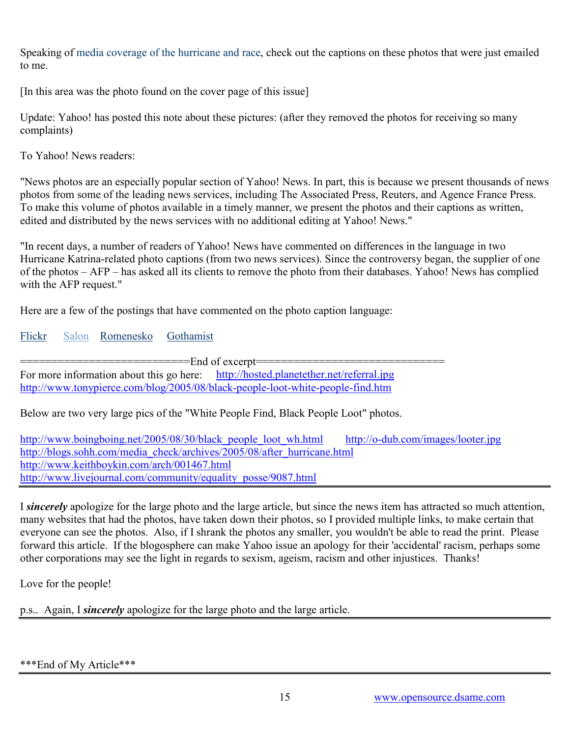Speaking of media coverage of the hurricane and race, check out the captions on these photos that were just emailed to me.

[In this area was the photo found on the cover page of this issue]

Update: Yahoo! has posted this note about these pictures: (after they removed the photos for receiving so many complaints)

To Yahoo! News readers:

"News photos are an especially popular section of Yahoo! News. In part, this is because we present thousands of news photos from some of the leading news services, including The Associated Press, Reuters, and Agence France Press. To make this volume of photos available in a timely manner, we present the photos and their captions as written, edited and distributed by the news services with no additional editing at Yahoo! News."

"In recent days, a number of readers of Yahoo! News have commented on differences in the language in two Hurricane Katrina-related photo captions (from two news services). Since the controversy began, the supplier of one of the photos – AFP – has asked all its clients to remove the photo from their databases. Yahoo! News has complied with the AFP request."

Here are a few of the postings that have commented on the photo caption language:

Flickr     Salon     Romenesko     Gothamist

===========================End of excerpt==============================

For more information about this go here: http://hosted.planetether.net/referral.jpg
http://www.tonypierce.com/blog/2005/08/black-people-loot-white-people-find.htm

Below are two very large pics of the "White People Find, Black People Loot" photos.

http://www.boingboing.net/2005/08/30/black_people_loot_wh.html     http://o-dub.com/images/looter.jpg
http://blogs.sohh.com/media_check/archives/2005/08/after_hurricane.html
http://www.keithboykin.com/arch/001467.html
http://www.livejournal.com/community/equality_posse/9087.html

---

I ***sincerely*** apologize for the large photo and the large article, but since the news item has attracted so much attention, many websites that had the photos, have taken down their photos, so I provided multiple links, to make certain that everyone can see the photos. Also, if I shrank the photos any smaller, you wouldn't be able to read the print. Please forward this article. If the blogosphere can make Yahoo issue an apology for their 'accidental' racism, perhaps some other corporations may see the light in regards to sexism, ageism, racism and other injustices. Thanks!

Love for the people!

p.s.. Again, I ***sincerely*** apologize for the large photo and the large article.

---

***End of My Article***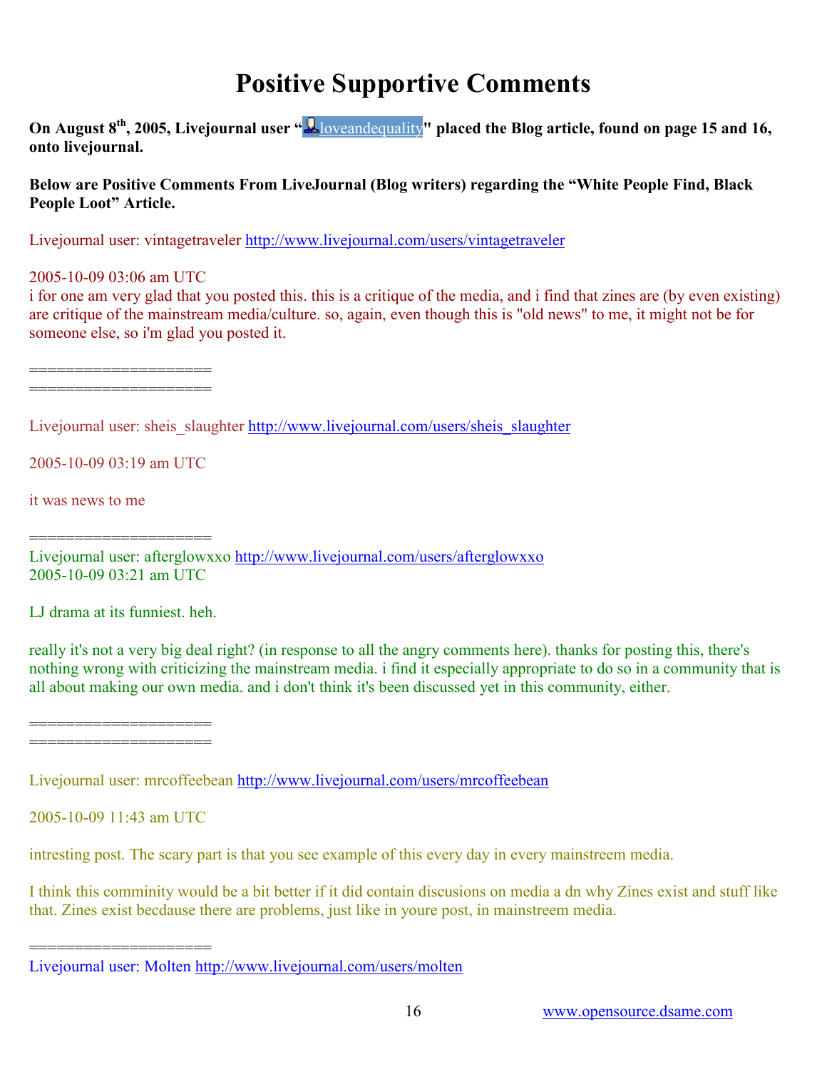# Positive Supportive Comments

**On August 8th, 2005, Livejournal user "loveandequality" placed the Blog article, found on page 15 and 16, onto livejournal.**

**Below are Positive Comments From LiveJournal (Blog writers) regarding the "White People Find, Black People Loot" Article.**

Livejournal user: vintagetraveler http://www.livejournal.com/users/vintagetraveler

2005-10-09 03:06 am UTC
i for one am very glad that you posted this. this is a critique of the media, and i find that zines are (by even existing) are critique of the mainstream media/culture. so, again, even though this is "old news" to me, it might not be for someone else, so i'm glad you posted it.

====================
====================

Livejournal user: sheis_slaughter http://www.livejournal.com/users/sheis_slaughter

2005-10-09 03:19 am UTC

it was news to me

====================
Livejournal user: afterglowxxo http://www.livejournal.com/users/afterglowxxo
2005-10-09 03:21 am UTC

LJ drama at its funniest. heh.

really it's not a very big deal right? (in response to all the angry comments here). thanks for posting this, there's nothing wrong with criticizing the mainstream media. i find it especially appropriate to do so in a community that is all about making our own media. and i don't think it's been discussed yet in this community, either.

====================
====================

Livejournal user: mrcoffeebean http://www.livejournal.com/users/mrcoffeebean

2005-10-09 11:43 am UTC

intresting post. The scary part is that you see example of this every day in every mainstreem media.

I think this comminity would be a bit better if it did contain discusions on media a dn why Zines exist and stuff like that. Zines exist becdause there are problems, just like in youre post, in mainstreem media.

====================
Livejournal user: Molten http://www.livejournal.com/users/molten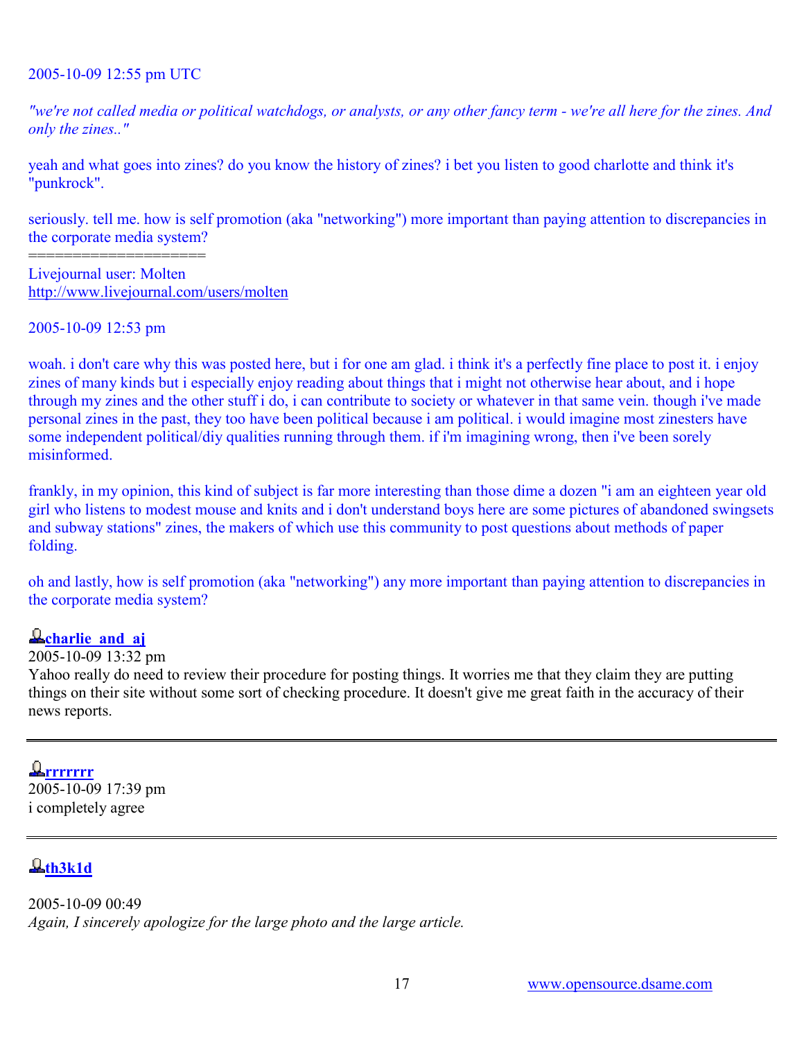2005-10-09 12:55 pm UTC

*"we're not called media or political watchdogs, or analysts, or any other fancy term - we're all here for the zines. And only the zines.."*

yeah and what goes into zines? do you know the history of zines? i bet you listen to good charlotte and think it's "punkrock".

seriously. tell me. how is self promotion (aka "networking") more important than paying attention to discrepancies in the corporate media system?

===================

Livejournal user: Molten
http://www.livejournal.com/users/molten

2005-10-09 12:53 pm

woah. i don't care why this was posted here, but i for one am glad. i think it's a perfectly fine place to post it. i enjoy zines of many kinds but i especially enjoy reading about things that i might not otherwise hear about, and i hope through my zines and the other stuff i do, i can contribute to society or whatever in that same vein. though i've made personal zines in the past, they too have been political because i am political. i would imagine most zinesters have some independent political/diy qualities running through them. if i'm imagining wrong, then i've been sorely misinformed.

frankly, in my opinion, this kind of subject is far more interesting than those dime a dozen "i am an eighteen year old girl who listens to modest mouse and knits and i don't understand boys here are some pictures of abandoned swingsets and subway stations" zines, the makers of which use this community to post questions about methods of paper folding.

oh and lastly, how is self promotion (aka "networking") any more important than paying attention to discrepancies in the corporate media system?

**charlie_and_aj**
2005-10-09 13:32 pm
Yahoo really do need to review their procedure for posting things. It worries me that they claim they are putting things on their site without some sort of checking procedure. It doesn't give me great faith in the accuracy of their news reports.

---

**rrrrrrr**
2005-10-09 17:39 pm
i completely agree

---

**th3k1d**

2005-10-09 00:49
*Again, I sincerely apologize for the large photo and the large article.*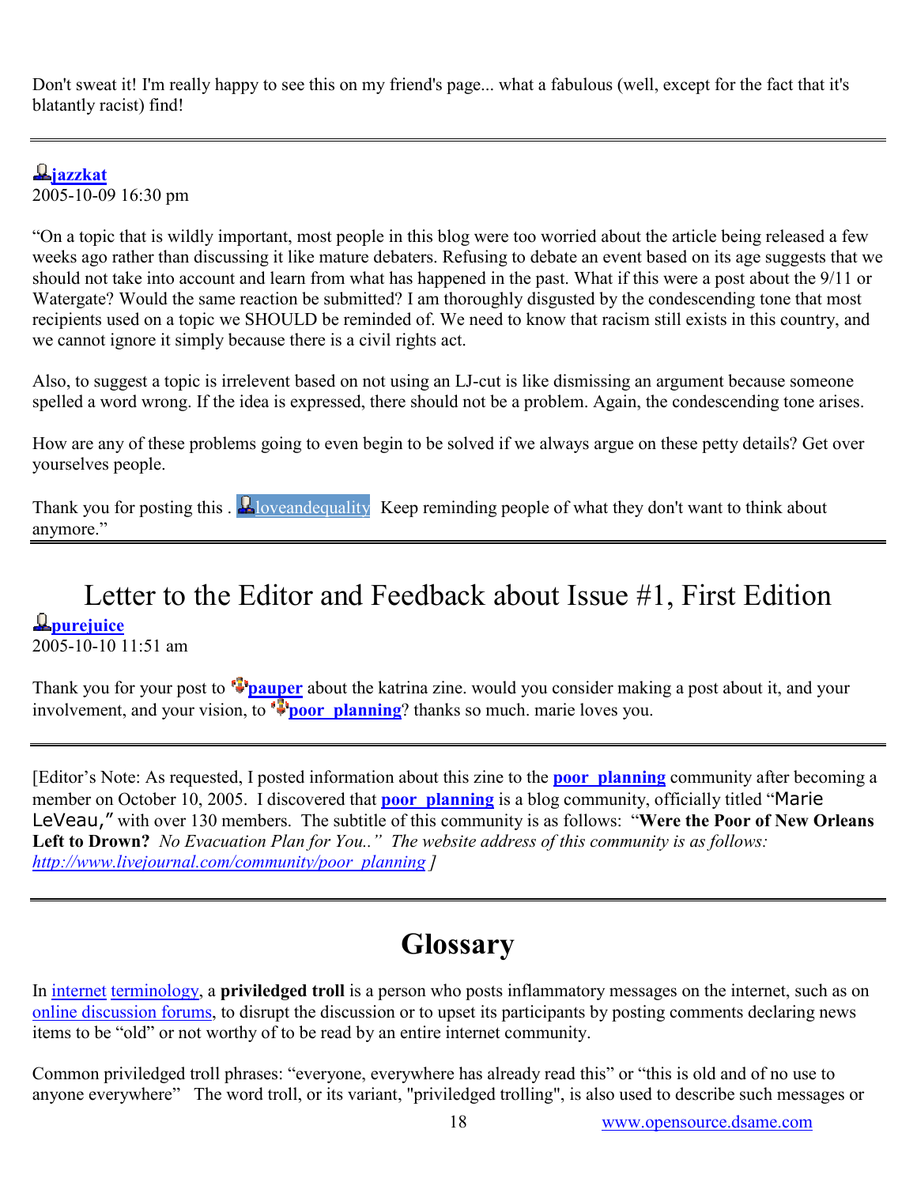Don't sweat it! I'm really happy to see this on my friend's page... what a fabulous (well, except for the fact that it's blatantly racist) find!

---

**jazzkat**
2005-10-09 16:30 pm

"On a topic that is wildly important, most people in this blog were too worried about the article being released a few weeks ago rather than discussing it like mature debaters. Refusing to debate an event based on its age suggests that we should not take into account and learn from what has happened in the past. What if this were a post about the 9/11 or Watergate? Would the same reaction be submitted? I am thoroughly disgusted by the condescending tone that most recipients used on a topic we SHOULD be reminded of. We need to know that racism still exists in this country, and we cannot ignore it simply because there is a civil rights act.

Also, to suggest a topic is irrelevent based on not using an LJ-cut is like dismissing an argument because someone spelled a word wrong. If the idea is expressed, there should not be a problem. Again, the condescending tone arises.

How are any of these problems going to even begin to be solved if we always argue on these petty details? Get over yourselves people.

Thank you for posting this . loveandequality Keep reminding people of what they don't want to think about anymore."

---

# Letter to the Editor and Feedback about Issue #1, First Edition

**purejuice**
2005-10-10 11:51 am

Thank you for your post to **pauper** about the katrina zine. would you consider making a post about it, and your involvement, and your vision, to **poor_planning**? thanks so much. marie loves you.

---

[Editor's Note: As requested, I posted information about this zine to the **poor_planning** community after becoming a member on October 10, 2005. I discovered that **poor_planning** is a blog community, officially titled "Marie LeVeau," with over 130 members. The subtitle of this community is as follows: "**Were the Poor of New Orleans Left to Drown?** *No Evacuation Plan for You.." The website address of this community is as follows: http://www.livejournal.com/community/poor_planning* ]

---

# Glossary

In internet terminology, a **priviledged troll** is a person who posts inflammatory messages on the internet, such as on online discussion forums, to disrupt the discussion or to upset its participants by posting comments declaring news items to be "old" or not worthy of to be read by an entire internet community.

Common priviledged troll phrases: "everyone, everywhere has already read this" or "this is old and of no use to anyone everywhere" The word troll, or its variant, "priviledged trolling", is also used to describe such messages or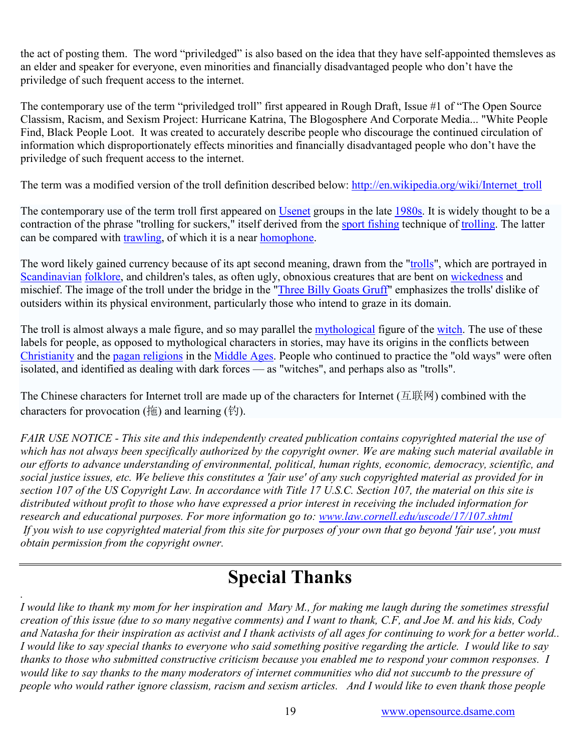the act of posting them. The word "priviledged" is also based on the idea that they have self-appointed themsleves as an elder and speaker for everyone, even minorities and financially disadvantaged people who don't have the priviledge of such frequent access to the internet.

The contemporary use of the term "priviledged troll" first appeared in Rough Draft, Issue #1 of "The Open Source Classism, Racism, and Sexism Project: Hurricane Katrina, The Blogosphere And Corporate Media... "White People Find, Black People Loot. It was created to accurately describe people who discourage the continued circulation of information which disproportionately effects minorities and financially disadvantaged people who don't have the priviledge of such frequent access to the internet.

The term was a modified version of the troll definition described below: http://en.wikipedia.org/wiki/Internet_troll

The contemporary use of the term troll first appeared on Usenet groups in the late 1980s. It is widely thought to be a contraction of the phrase "trolling for suckers," itself derived from the sport fishing technique of trolling. The latter can be compared with trawling, of which it is a near homophone.

The word likely gained currency because of its apt second meaning, drawn from the "trolls", which are portrayed in Scandinavian folklore, and children's tales, as often ugly, obnoxious creatures that are bent on wickedness and mischief. The image of the troll under the bridge in the "Three Billy Goats Gruff" emphasizes the trolls' dislike of outsiders within its physical environment, particularly those who intend to graze in its domain.

The troll is almost always a male figure, and so may parallel the mythological figure of the witch. The use of these labels for people, as opposed to mythological characters in stories, may have its origins in the conflicts between Christianity and the pagan religions in the Middle Ages. People who continued to practice the "old ways" were often isolated, and identified as dealing with dark forces — as "witches", and perhaps also as "trolls".

The Chinese characters for Internet troll are made up of the characters for Internet (互联网) combined with the characters for provocation (拖) and learning (钓).

*FAIR USE NOTICE - This site and this independently created publication contains copyrighted material the use of which has not always been specifically authorized by the copyright owner. We are making such material available in our efforts to advance understanding of environmental, political, human rights, economic, democracy, scientific, and social justice issues, etc. We believe this constitutes a 'fair use' of any such copyrighted material as provided for in section 107 of the US Copyright Law. In accordance with Title 17 U.S.C. Section 107, the material on this site is distributed without profit to those who have expressed a prior interest in receiving the included information for research and educational purposes. For more information go to: www.law.cornell.edu/uscode/17/107.shtml*
*If you wish to use copyrighted material from this site for purposes of your own that go beyond 'fair use', you must obtain permission from the copyright owner.*

---

# Special Thanks

*I would like to thank my mom for her inspiration and Mary M., for making me laugh during the sometimes stressful creation of this issue (due to so many negative comments) and I want to thank, C.F, and Joe M. and his kids, Cody and Natasha for their inspiration as activist and I thank activists of all ages for continuing to work for a better world.. I would like to say special thanks to everyone who said something positive regarding the article. I would like to say thanks to those who submitted constructive criticism because you enabled me to respond your common responses. I would like to say thanks to the many moderators of internet communities who did not succumb to the pressure of people who would rather ignore classism, racism and sexism articles. And I would like to even thank those people*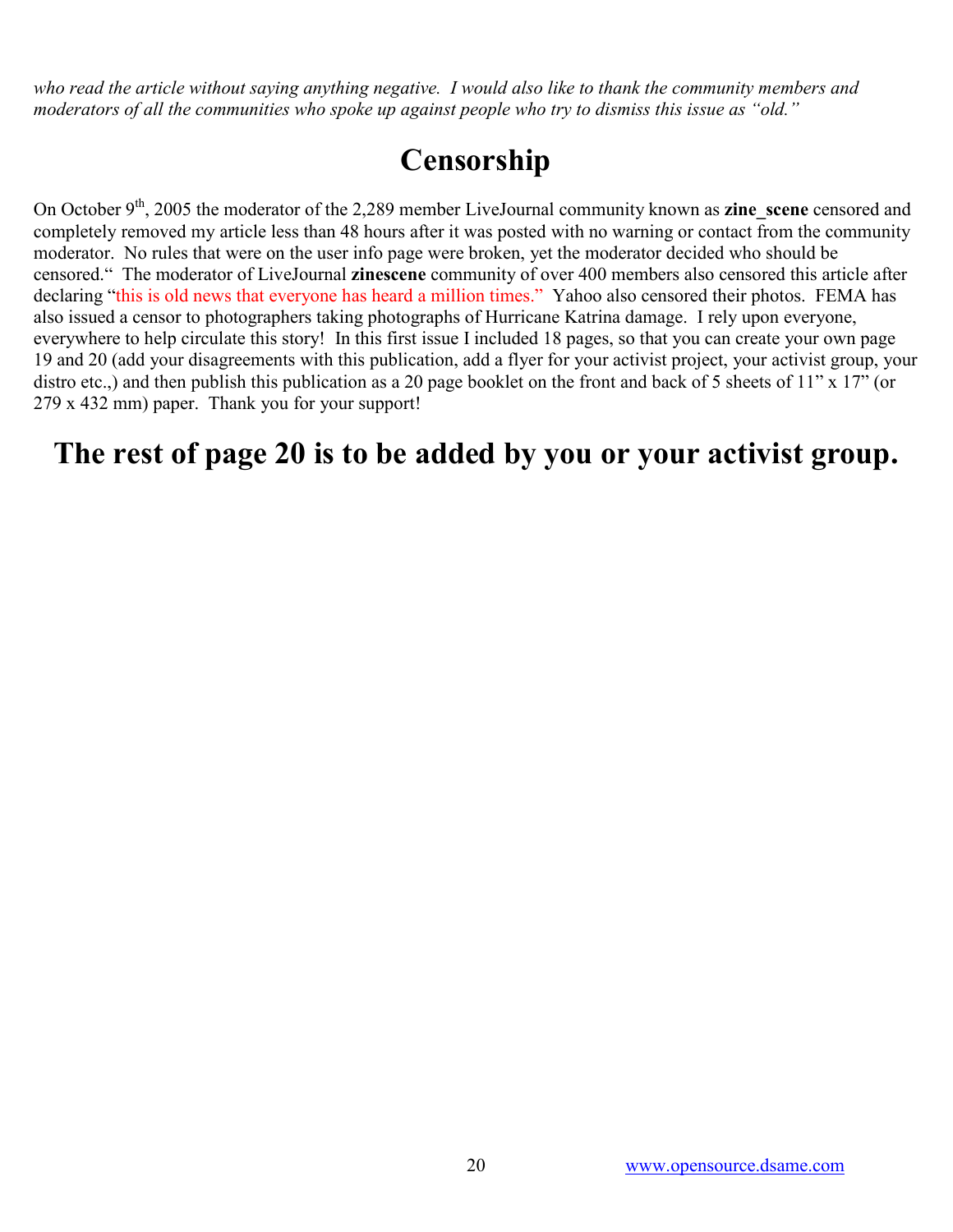*who read the article without saying anything negative. I would also like to thank the community members and moderators of all the communities who spoke up against people who try to dismiss this issue as "old."*

# Censorship

On October 9th, 2005 the moderator of the 2,289 member LiveJournal community known as **zine_scene** censored and completely removed my article less than 48 hours after it was posted with no warning or contact from the community moderator. No rules that were on the user info page were broken, yet the moderator decided who should be censored." The moderator of LiveJournal **zinescene** community of over 400 members also censored this article after declaring "this is old news that everyone has heard a million times." Yahoo also censored their photos. FEMA has also issued a censor to photographers taking photographs of Hurricane Katrina damage. I rely upon everyone, everywhere to help circulate this story! In this first issue I included 18 pages, so that you can create your own page 19 and 20 (add your disagreements with this publication, add a flyer for your activist project, your activist group, your distro etc.,) and then publish this publication as a 20 page booklet on the front and back of 5 sheets of 11" x 17" (or 279 x 432 mm) paper. Thank you for your support!

# The rest of page 20 is to be added by you or your activist group.